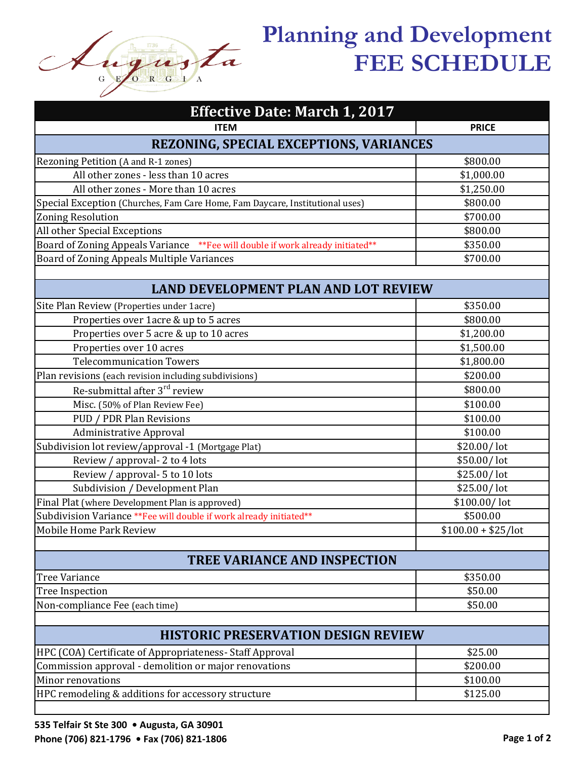# Planning and Development FEE SCHEDULE

Augusta GEORGIA

## Effective Date: March 1, 2017

| ITEM | PRICE |
|---|---|
| **REZONING, SPECIAL EXCEPTIONS, VARIANCES** | |
| Rezoning Petition (A and R-1 zones) | $800.00 |
| All other zones - less than 10 acres | $1,000.00 |
| All other zones - More than 10 acres | $1,250.00 |
| Special Exception (Churches, Fam Care Home, Fam Daycare, Institutional uses) | $800.00 |
| Zoning Resolution | $700.00 |
| All other Special Exceptions | $800.00 |
| Board of Zoning Appeals Variance **Fee will double if work already initiated** | $350.00 |
| Board of Zoning Appeals Multiple Variances | $700.00 |
| | |
| **LAND DEVELOPMENT PLAN AND LOT REVIEW** | |
| Site Plan Review (Properties under 1acre) | $350.00 |
| Properties over 1acre & up to 5 acres | $800.00 |
| Properties over 5 acre & up to 10 acres | $1,200.00 |
| Properties over 10 acres | $1,500.00 |
| Telecommunication Towers | $1,800.00 |
| Plan revisions (each revision including subdivisions) | $200.00 |
| Re-submittal after 3rd review | $800.00 |
| Misc. (50% of Plan Review Fee) | $100.00 |
| PUD / PDR Plan Revisions | $100.00 |
| Administrative Approval | $100.00 |
| Subdivision lot review/approval -1 (Mortgage Plat) | $20.00/ lot |
| Review / approval- 2 to 4 lots | $50.00/ lot |
| Review / approval- 5 to 10 lots | $25.00/ lot |
| Subdivision / Development Plan | $25.00/ lot |
| Final Plat (where Development Plan is approved) | $100.00/ lot |
| Subdivision Variance **Fee will double if work already initiated** | $500.00 |
| Mobile Home Park Review | $100.00 + $25/lot |
| | |
| **TREE VARIANCE AND INSPECTION** | |
| Tree Variance | $350.00 |
| Tree Inspection | $50.00 |
| Non-compliance Fee (each time) | $50.00 |
| | |
| **HISTORIC PRESERVATION DESIGN REVIEW** | |
| HPC (COA) Certificate of Appropriateness- Staff Approval | $25.00 |
| Commission approval - demolition or major renovations | $200.00 |
| Minor renovations | $100.00 |
| HPC remodeling & additions for accessory structure | $125.00 |

**535 Telfair St Ste 300 • Augusta, GA 30901**
**Phone (706) 821-1796 • Fax (706) 821-1806**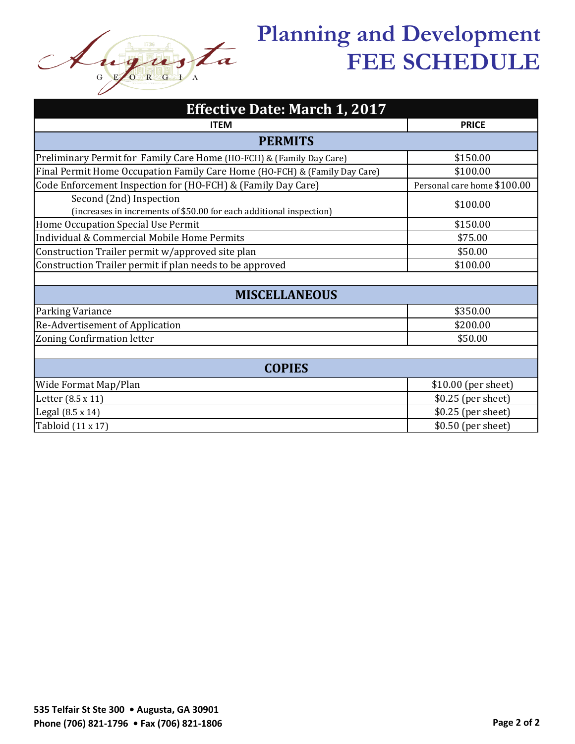# Planning and Development FEE SCHEDULE

| Effective Date: March 1, 2017 | |
|---|---|
| **ITEM** | **PRICE** |
| **PERMITS** | |
| Preliminary Permit for Family Care Home (HO-FCH) & (Family Day Care) | $150.00 |
| Final Permit Home Occupation Family Care Home (HO-FCH) & (Family Day Care) | $100.00 |
| Code Enforcement Inspection for (HO-FCH) & (Family Day Care) | Personal care home $100.00 |
| Second (2nd) Inspection (increases in increments of $50.00 for each additional inspection) | $100.00 |
| Home Occupation Special Use Permit | $150.00 |
| Individual & Commercial Mobile Home Permits | $75.00 |
| Construction Trailer permit w/approved site plan | $50.00 |
| Construction Trailer permit if plan needs to be approved | $100.00 |
| | |
| **MISCELLANEOUS** | |
| Parking Variance | $350.00 |
| Re-Advertisement of Application | $200.00 |
| Zoning Confirmation letter | $50.00 |
| | |
| **COPIES** | |
| Wide Format Map/Plan | $10.00 (per sheet) |
| Letter (8.5 x 11) | $0.25 (per sheet) |
| Legal (8.5 x 14) | $0.25 (per sheet) |
| Tabloid (11 x 17) | $0.50 (per sheet) |

535 Telfair St Ste 300 • Augusta, GA 30901
Phone (706) 821-1796 • Fax (706) 821-1806